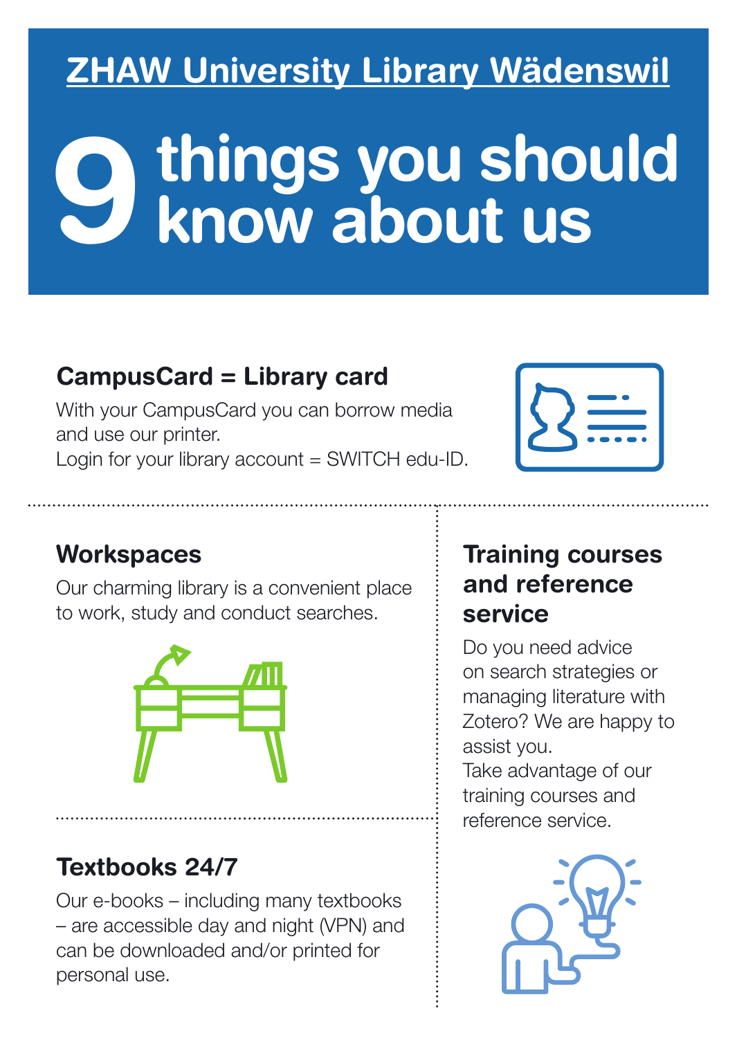# ZHAW University Library Wädenswil

# 9 things you should know about us

## CampusCard = Library card

With your CampusCard you can borrow media and use our printer.
Login for your library account = SWITCH edu-ID.

## Workspaces

Our charming library is a convenient place to work, study and conduct searches.

## Textbooks 24/7

Our e-books – including many textbooks – are accessible day and night (VPN) and can be downloaded and/or printed for personal use.

## Training courses and reference service

Do you need advice on search strategies or managing literature with Zotero? We are happy to assist you.
Take advantage of our training courses and reference service.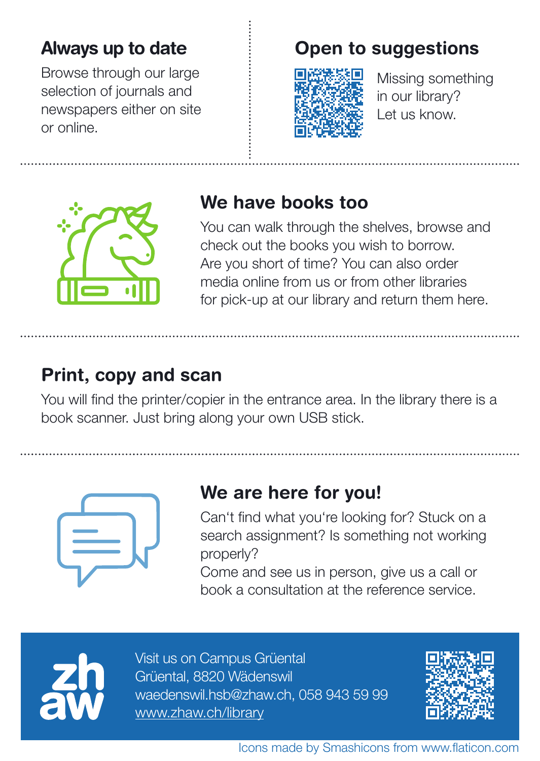## Always up to date

Browse through our large selection of journals and newspapers either on site or online.

## Open to suggestions

Missing something in our library? Let us know.

## We have books too

You can walk through the shelves, browse and check out the books you wish to borrow. Are you short of time? You can also order media online from us or from other libraries for pick-up at our library and return them here.

## Print, copy and scan

You will find the printer/copier in the entrance area. In the library there is a book scanner. Just bring along your own USB stick.

## We are here for you!

Can't find what you're looking for? Stuck on a search assignment? Is something not working properly?
Come and see us in person, give us a call or book a consultation at the reference service.

Visit us on Campus Grüental
Grüental, 8820 Wädenswil
waedenswil.hsb@zhaw.ch, 058 943 59 99
www.zhaw.ch/library

Icons made by Smashicons from www.flaticon.com